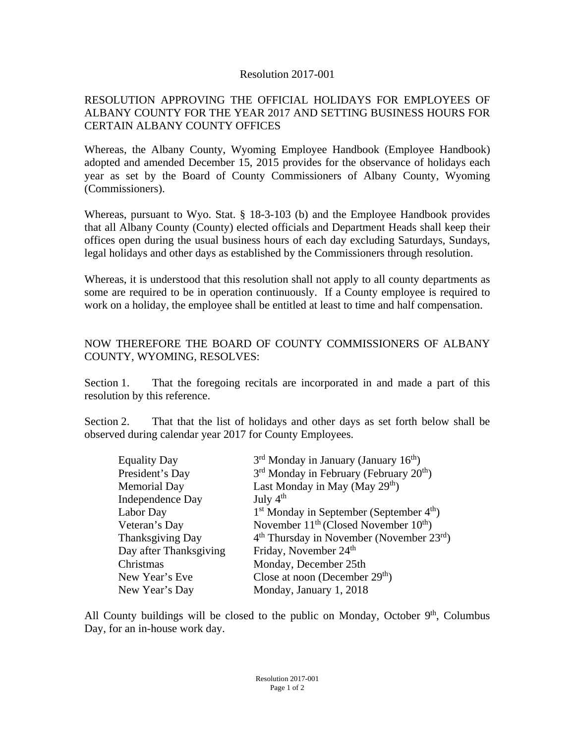Resolution 2017-001

RESOLUTION APPROVING THE OFFICIAL HOLIDAYS FOR EMPLOYEES OF ALBANY COUNTY FOR THE YEAR 2017 AND SETTING BUSINESS HOURS FOR CERTAIN ALBANY COUNTY OFFICES

Whereas, the Albany County, Wyoming Employee Handbook (Employee Handbook) adopted and amended December 15, 2015 provides for the observance of holidays each year as set by the Board of County Commissioners of Albany County, Wyoming (Commissioners).

Whereas, pursuant to Wyo. Stat. § 18-3-103 (b) and the Employee Handbook provides that all Albany County (County) elected officials and Department Heads shall keep their offices open during the usual business hours of each day excluding Saturdays, Sundays, legal holidays and other days as established by the Commissioners through resolution.

Whereas, it is understood that this resolution shall not apply to all county departments as some are required to be in operation continuously. If a County employee is required to work on a holiday, the employee shall be entitled at least to time and half compensation.

NOW THEREFORE THE BOARD OF COUNTY COMMISSIONERS OF ALBANY COUNTY, WYOMING, RESOLVES:

Section 1. That the foregoing recitals are incorporated in and made a part of this resolution by this reference.

Section 2. That that the list of holidays and other days as set forth below shall be observed during calendar year 2017 for County Employees.

| | |
|---|---|
| Equality Day | 3rd Monday in January (January 16th) |
| President's Day | 3rd Monday in February (February 20th) |
| Memorial Day | Last Monday in May (May 29th) |
| Independence Day | July 4th |
| Labor Day | 1st Monday in September (September 4th) |
| Veteran's Day | November 11th (Closed November 10th) |
| Thanksgiving Day | 4th Thursday in November (November 23rd) |
| Day after Thanksgiving | Friday, November 24th |
| Christmas | Monday, December 25th |
| New Year's Eve | Close at noon (December 29th) |
| New Year's Day | Monday, January 1, 2018 |

All County buildings will be closed to the public on Monday, October 9th, Columbus Day, for an in-house work day.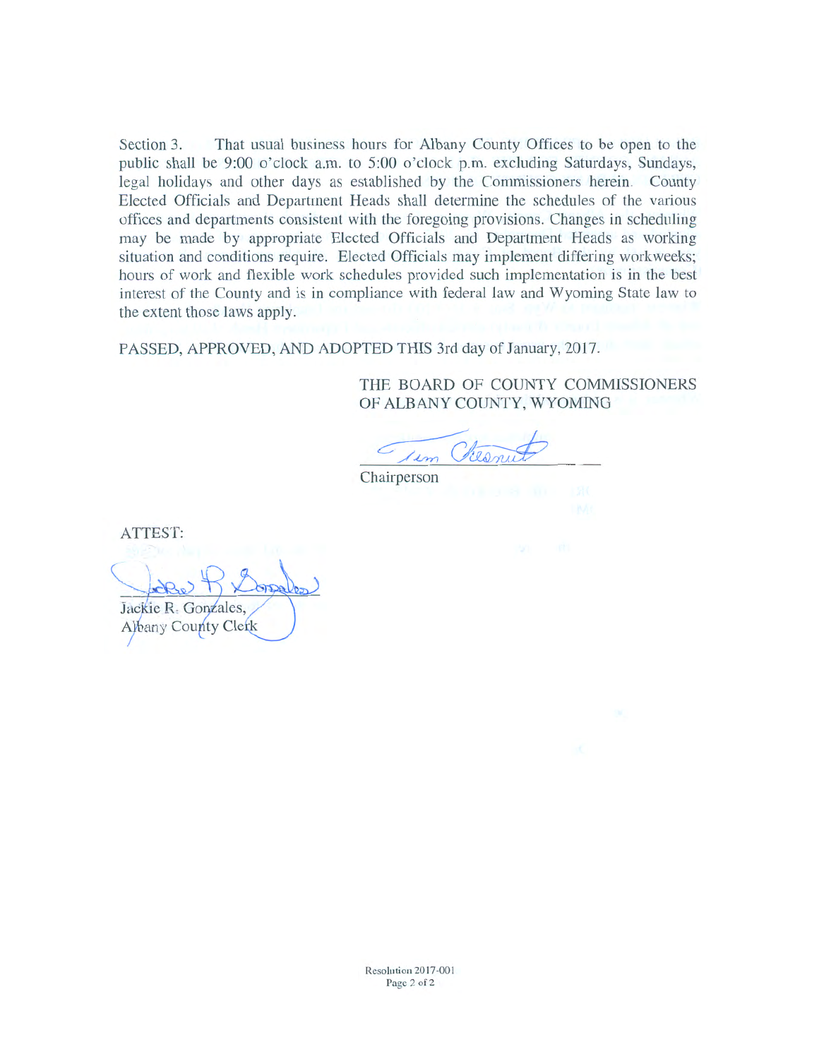Section 3. That usual business hours for Albany County Offices to be open to the public shall be 9:00 o'clock a.m. to 5:00 o'clock p.m. excluding Saturdays, Sundays, legal holidays and other days as established by the Commissioners herein. County Elected Officials and Department Heads shall determine the schedules of the various offices and departments consistent with the foregoing provisions. Changes in scheduling may be made by appropriate Elected Officials and Department Heads as working situation and conditions require. Elected Officials may implement differing workweeks; hours of work and flexible work schedules provided such implementation is in the best interest of the County and is in compliance with federal law and Wyoming State law to the extent those laws apply.

PASSED, APPROVED, AND ADOPTED THIS 3rd day of January, 2017.

THE BOARD OF COUNTY COMMISSIONERS
OF ALBANY COUNTY, WYOMING

Tim Chesnut

Chairperson

ATTEST:

Jackie R. Gonzales

Jackie R. Gonzales,
Albany County Clerk

Resolution 2017-001